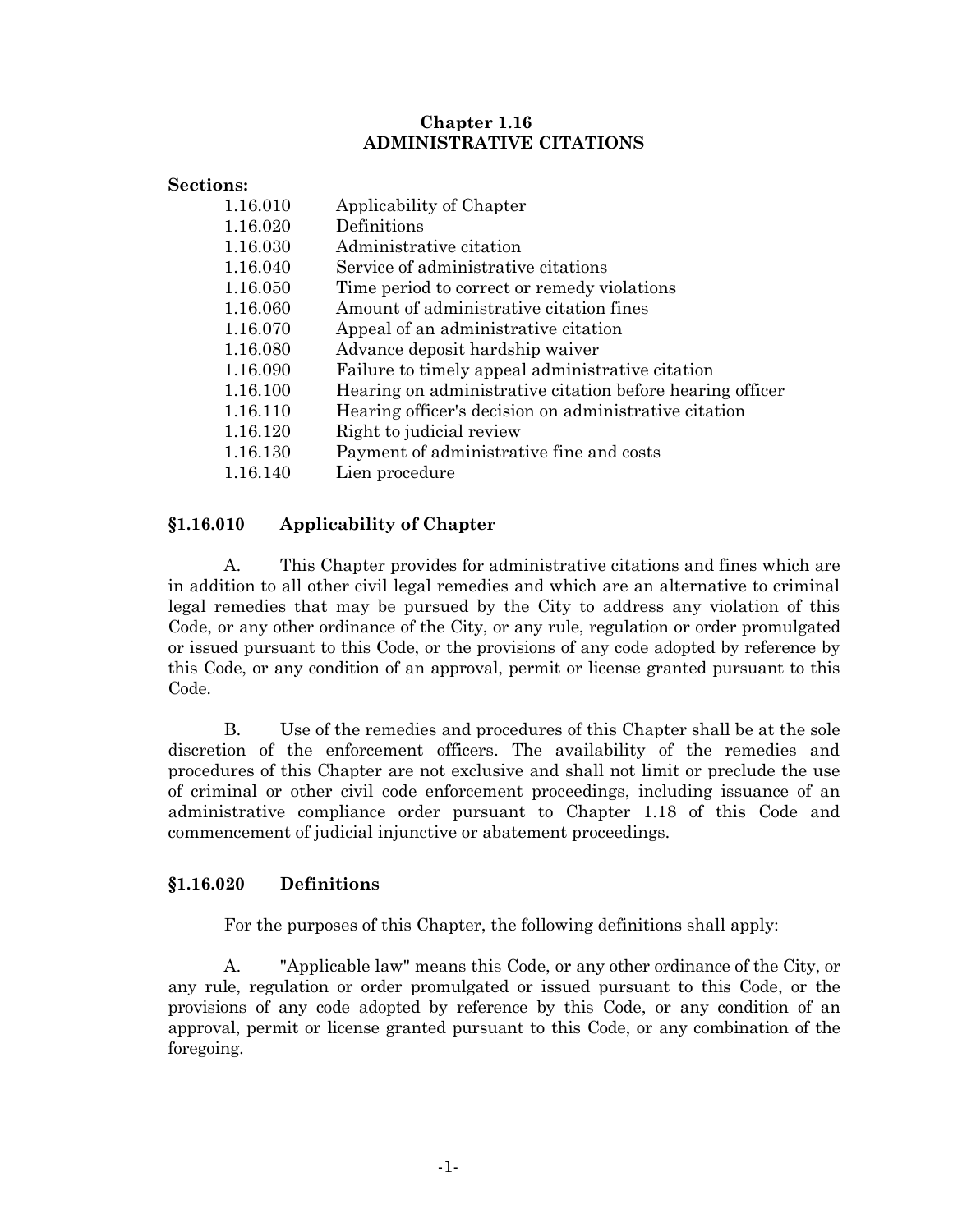# Chapter 1.16
# ADMINISTRATIVE CITATIONS

**Sections:**

| | |
|---|---|
| 1.16.010 | Applicability of Chapter |
| 1.16.020 | Definitions |
| 1.16.030 | Administrative citation |
| 1.16.040 | Service of administrative citations |
| 1.16.050 | Time period to correct or remedy violations |
| 1.16.060 | Amount of administrative citation fines |
| 1.16.070 | Appeal of an administrative citation |
| 1.16.080 | Advance deposit hardship waiver |
| 1.16.090 | Failure to timely appeal administrative citation |
| 1.16.100 | Hearing on administrative citation before hearing officer |
| 1.16.110 | Hearing officer's decision on administrative citation |
| 1.16.120 | Right to judicial review |
| 1.16.130 | Payment of administrative fine and costs |
| 1.16.140 | Lien procedure |

## §1.16.010 Applicability of Chapter

A. This Chapter provides for administrative citations and fines which are in addition to all other civil legal remedies and which are an alternative to criminal legal remedies that may be pursued by the City to address any violation of this Code, or any other ordinance of the City, or any rule, regulation or order promulgated or issued pursuant to this Code, or the provisions of any code adopted by reference by this Code, or any condition of an approval, permit or license granted pursuant to this Code.

B. Use of the remedies and procedures of this Chapter shall be at the sole discretion of the enforcement officers. The availability of the remedies and procedures of this Chapter are not exclusive and shall not limit or preclude the use of criminal or other civil code enforcement proceedings, including issuance of an administrative compliance order pursuant to Chapter 1.18 of this Code and commencement of judicial injunctive or abatement proceedings.

## §1.16.020 Definitions

For the purposes of this Chapter, the following definitions shall apply:

A. "Applicable law" means this Code, or any other ordinance of the City, or any rule, regulation or order promulgated or issued pursuant to this Code, or the provisions of any code adopted by reference by this Code, or any condition of an approval, permit or license granted pursuant to this Code, or any combination of the foregoing.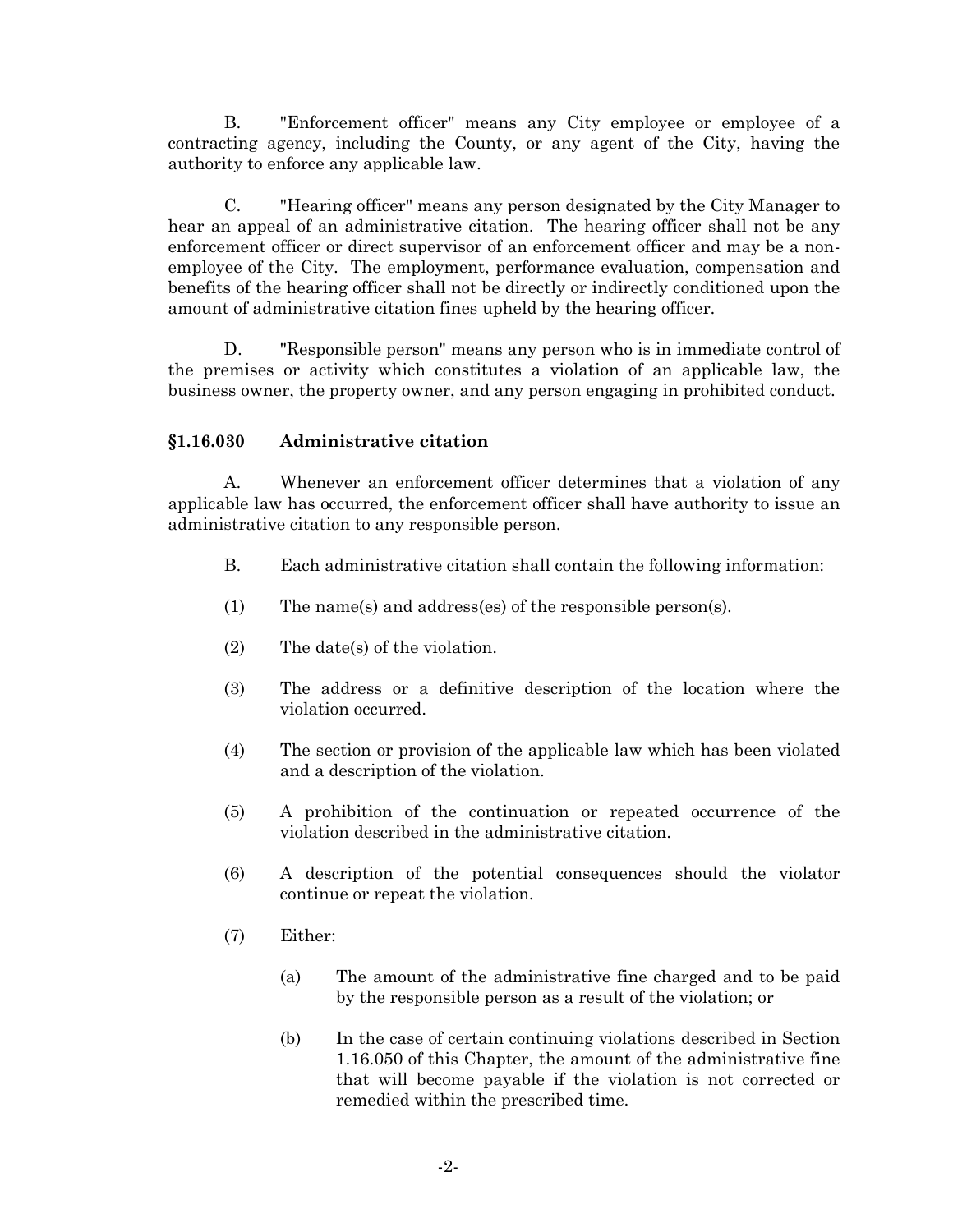B. "Enforcement officer" means any City employee or employee of a contracting agency, including the County, or any agent of the City, having the authority to enforce any applicable law.

C. "Hearing officer" means any person designated by the City Manager to hear an appeal of an administrative citation. The hearing officer shall not be any enforcement officer or direct supervisor of an enforcement officer and may be a non-employee of the City. The employment, performance evaluation, compensation and benefits of the hearing officer shall not be directly or indirectly conditioned upon the amount of administrative citation fines upheld by the hearing officer.

D. "Responsible person" means any person who is in immediate control of the premises or activity which constitutes a violation of an applicable law, the business owner, the property owner, and any person engaging in prohibited conduct.

### §1.16.030 Administrative citation

A. Whenever an enforcement officer determines that a violation of any applicable law has occurred, the enforcement officer shall have authority to issue an administrative citation to any responsible person.

B. Each administrative citation shall contain the following information:

(1) The name(s) and address(es) of the responsible person(s).

(2) The date(s) of the violation.

(3) The address or a definitive description of the location where the violation occurred.

(4) The section or provision of the applicable law which has been violated and a description of the violation.

(5) A prohibition of the continuation or repeated occurrence of the violation described in the administrative citation.

(6) A description of the potential consequences should the violator continue or repeat the violation.

(7) Either:

(a) The amount of the administrative fine charged and to be paid by the responsible person as a result of the violation; or

(b) In the case of certain continuing violations described in Section 1.16.050 of this Chapter, the amount of the administrative fine that will become payable if the violation is not corrected or remedied within the prescribed time.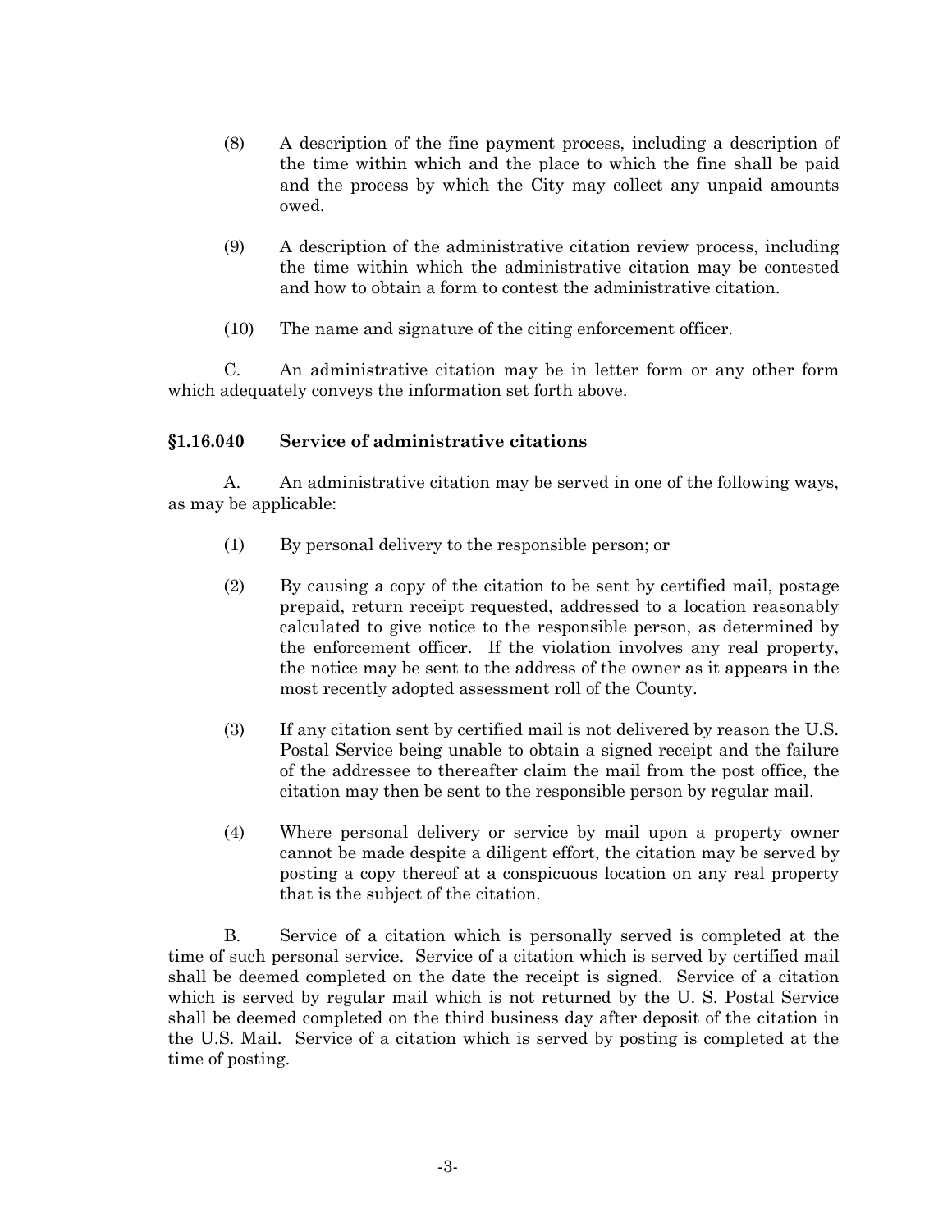(8) A description of the fine payment process, including a description of the time within which and the place to which the fine shall be paid and the process by which the City may collect any unpaid amounts owed.

(9) A description of the administrative citation review process, including the time within which the administrative citation may be contested and how to obtain a form to contest the administrative citation.

(10) The name and signature of the citing enforcement officer.

C. An administrative citation may be in letter form or any other form which adequately conveys the information set forth above.

### §1.16.040 Service of administrative citations

A. An administrative citation may be served in one of the following ways, as may be applicable:

(1) By personal delivery to the responsible person; or

(2) By causing a copy of the citation to be sent by certified mail, postage prepaid, return receipt requested, addressed to a location reasonably calculated to give notice to the responsible person, as determined by the enforcement officer. If the violation involves any real property, the notice may be sent to the address of the owner as it appears in the most recently adopted assessment roll of the County.

(3) If any citation sent by certified mail is not delivered by reason the U.S. Postal Service being unable to obtain a signed receipt and the failure of the addressee to thereafter claim the mail from the post office, the citation may then be sent to the responsible person by regular mail.

(4) Where personal delivery or service by mail upon a property owner cannot be made despite a diligent effort, the citation may be served by posting a copy thereof at a conspicuous location on any real property that is the subject of the citation.

B. Service of a citation which is personally served is completed at the time of such personal service. Service of a citation which is served by certified mail shall be deemed completed on the date the receipt is signed. Service of a citation which is served by regular mail which is not returned by the U. S. Postal Service shall be deemed completed on the third business day after deposit of the citation in the U.S. Mail. Service of a citation which is served by posting is completed at the time of posting.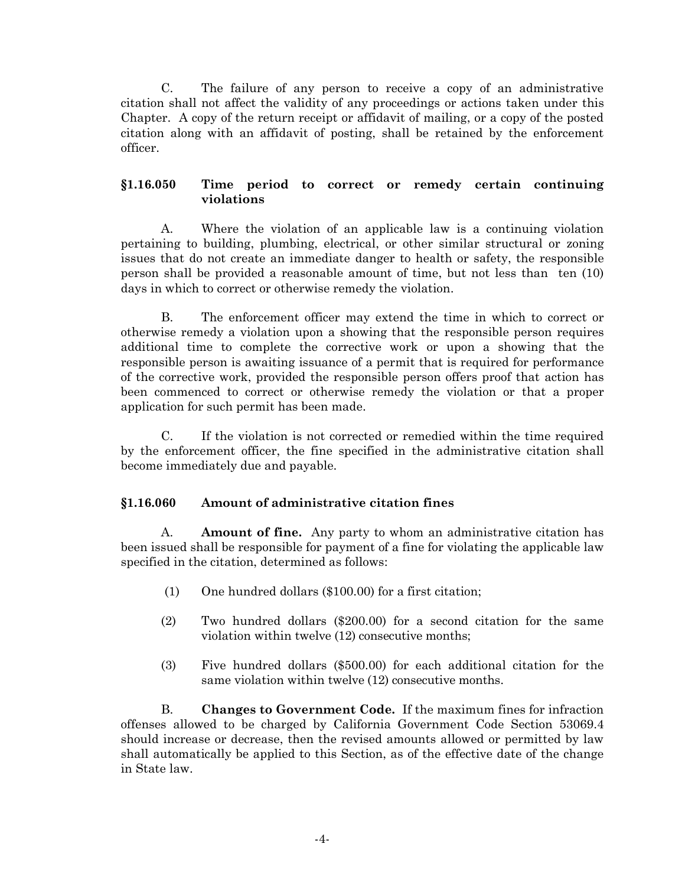C. The failure of any person to receive a copy of an administrative citation shall not affect the validity of any proceedings or actions taken under this Chapter. A copy of the return receipt or affidavit of mailing, or a copy of the posted citation along with an affidavit of posting, shall be retained by the enforcement officer.

### §1.16.050 Time period to correct or remedy certain continuing violations

A. Where the violation of an applicable law is a continuing violation pertaining to building, plumbing, electrical, or other similar structural or zoning issues that do not create an immediate danger to health or safety, the responsible person shall be provided a reasonable amount of time, but not less than ten (10) days in which to correct or otherwise remedy the violation.

B. The enforcement officer may extend the time in which to correct or otherwise remedy a violation upon a showing that the responsible person requires additional time to complete the corrective work or upon a showing that the responsible person is awaiting issuance of a permit that is required for performance of the corrective work, provided the responsible person offers proof that action has been commenced to correct or otherwise remedy the violation or that a proper application for such permit has been made.

C. If the violation is not corrected or remedied within the time required by the enforcement officer, the fine specified in the administrative citation shall become immediately due and payable.

### §1.16.060 Amount of administrative citation fines

A. **Amount of fine.** Any party to whom an administrative citation has been issued shall be responsible for payment of a fine for violating the applicable law specified in the citation, determined as follows:

(1) One hundred dollars ($100.00) for a first citation;

(2) Two hundred dollars ($200.00) for a second citation for the same violation within twelve (12) consecutive months;

(3) Five hundred dollars ($500.00) for each additional citation for the same violation within twelve (12) consecutive months.

B. **Changes to Government Code.** If the maximum fines for infraction offenses allowed to be charged by California Government Code Section 53069.4 should increase or decrease, then the revised amounts allowed or permitted by law shall automatically be applied to this Section, as of the effective date of the change in State law.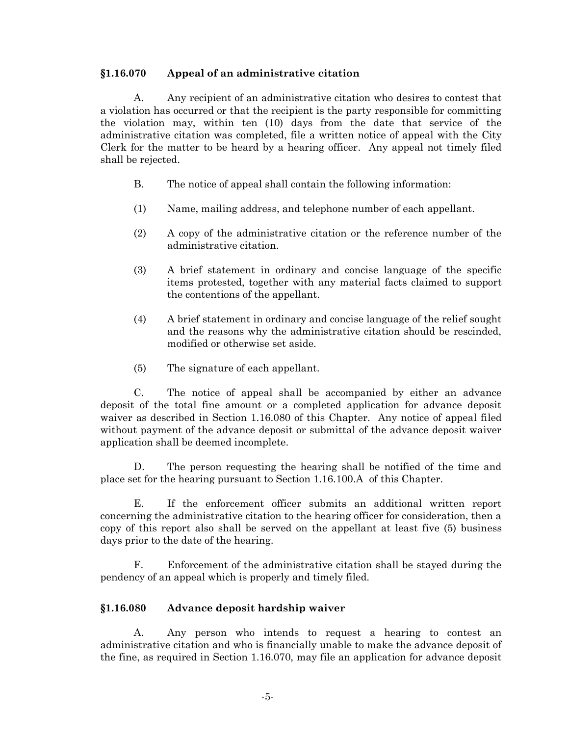### §1.16.070 Appeal of an administrative citation

A. Any recipient of an administrative citation who desires to contest that a violation has occurred or that the recipient is the party responsible for committing the violation may, within ten (10) days from the date that service of the administrative citation was completed, file a written notice of appeal with the City Clerk for the matter to be heard by a hearing officer. Any appeal not timely filed shall be rejected.

B. The notice of appeal shall contain the following information:

(1) Name, mailing address, and telephone number of each appellant.

(2) A copy of the administrative citation or the reference number of the administrative citation.

(3) A brief statement in ordinary and concise language of the specific items protested, together with any material facts claimed to support the contentions of the appellant.

(4) A brief statement in ordinary and concise language of the relief sought and the reasons why the administrative citation should be rescinded, modified or otherwise set aside.

(5) The signature of each appellant.

C. The notice of appeal shall be accompanied by either an advance deposit of the total fine amount or a completed application for advance deposit waiver as described in Section 1.16.080 of this Chapter. Any notice of appeal filed without payment of the advance deposit or submittal of the advance deposit waiver application shall be deemed incomplete.

D. The person requesting the hearing shall be notified of the time and place set for the hearing pursuant to Section 1.16.100.A of this Chapter.

E. If the enforcement officer submits an additional written report concerning the administrative citation to the hearing officer for consideration, then a copy of this report also shall be served on the appellant at least five (5) business days prior to the date of the hearing.

F. Enforcement of the administrative citation shall be stayed during the pendency of an appeal which is properly and timely filed.

### §1.16.080 Advance deposit hardship waiver

A. Any person who intends to request a hearing to contest an administrative citation and who is financially unable to make the advance deposit of the fine, as required in Section 1.16.070, may file an application for advance deposit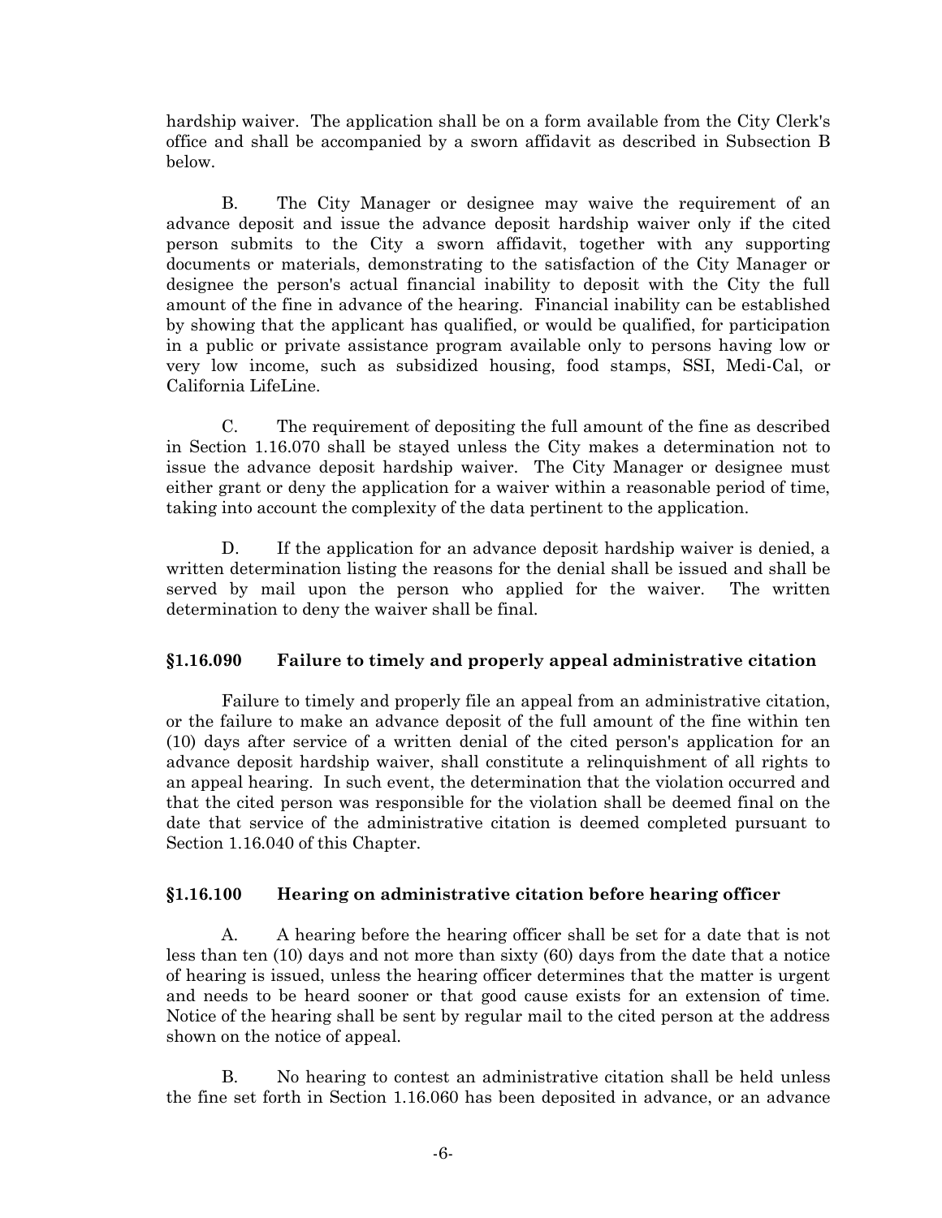hardship waiver. The application shall be on a form available from the City Clerk's office and shall be accompanied by a sworn affidavit as described in Subsection B below.

B. The City Manager or designee may waive the requirement of an advance deposit and issue the advance deposit hardship waiver only if the cited person submits to the City a sworn affidavit, together with any supporting documents or materials, demonstrating to the satisfaction of the City Manager or designee the person's actual financial inability to deposit with the City the full amount of the fine in advance of the hearing. Financial inability can be established by showing that the applicant has qualified, or would be qualified, for participation in a public or private assistance program available only to persons having low or very low income, such as subsidized housing, food stamps, SSI, Medi-Cal, or California LifeLine.

C. The requirement of depositing the full amount of the fine as described in Section 1.16.070 shall be stayed unless the City makes a determination not to issue the advance deposit hardship waiver. The City Manager or designee must either grant or deny the application for a waiver within a reasonable period of time, taking into account the complexity of the data pertinent to the application.

D. If the application for an advance deposit hardship waiver is denied, a written determination listing the reasons for the denial shall be issued and shall be served by mail upon the person who applied for the waiver. The written determination to deny the waiver shall be final.

### §1.16.090 Failure to timely and properly appeal administrative citation

Failure to timely and properly file an appeal from an administrative citation, or the failure to make an advance deposit of the full amount of the fine within ten (10) days after service of a written denial of the cited person's application for an advance deposit hardship waiver, shall constitute a relinquishment of all rights to an appeal hearing. In such event, the determination that the violation occurred and that the cited person was responsible for the violation shall be deemed final on the date that service of the administrative citation is deemed completed pursuant to Section 1.16.040 of this Chapter.

### §1.16.100 Hearing on administrative citation before hearing officer

A. A hearing before the hearing officer shall be set for a date that is not less than ten (10) days and not more than sixty (60) days from the date that a notice of hearing is issued, unless the hearing officer determines that the matter is urgent and needs to be heard sooner or that good cause exists for an extension of time. Notice of the hearing shall be sent by regular mail to the cited person at the address shown on the notice of appeal.

B. No hearing to contest an administrative citation shall be held unless the fine set forth in Section 1.16.060 has been deposited in advance, or an advance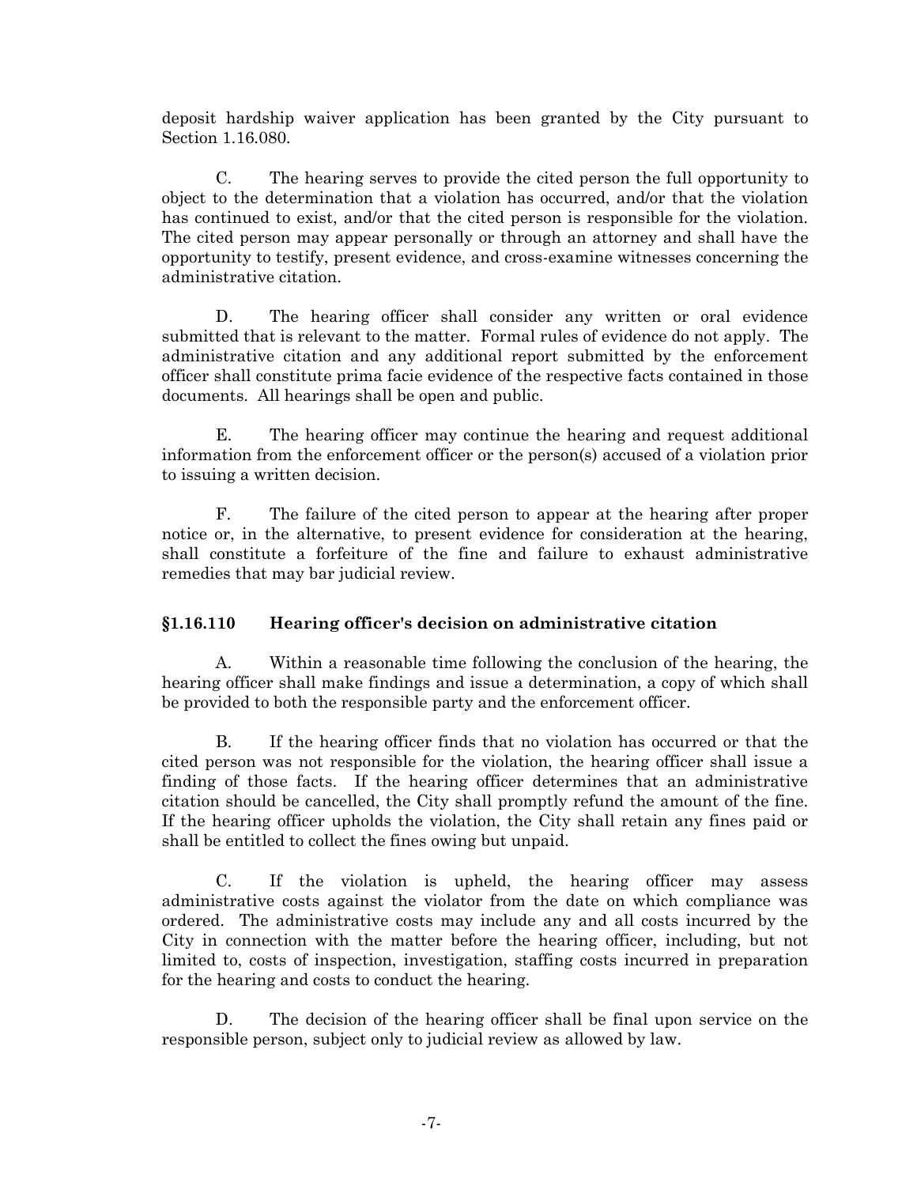deposit hardship waiver application has been granted by the City pursuant to Section 1.16.080.

C. The hearing serves to provide the cited person the full opportunity to object to the determination that a violation has occurred, and/or that the violation has continued to exist, and/or that the cited person is responsible for the violation. The cited person may appear personally or through an attorney and shall have the opportunity to testify, present evidence, and cross-examine witnesses concerning the administrative citation.

D. The hearing officer shall consider any written or oral evidence submitted that is relevant to the matter. Formal rules of evidence do not apply. The administrative citation and any additional report submitted by the enforcement officer shall constitute prima facie evidence of the respective facts contained in those documents. All hearings shall be open and public.

E. The hearing officer may continue the hearing and request additional information from the enforcement officer or the person(s) accused of a violation prior to issuing a written decision.

F. The failure of the cited person to appear at the hearing after proper notice or, in the alternative, to present evidence for consideration at the hearing, shall constitute a forfeiture of the fine and failure to exhaust administrative remedies that may bar judicial review.

### §1.16.110 Hearing officer's decision on administrative citation

A. Within a reasonable time following the conclusion of the hearing, the hearing officer shall make findings and issue a determination, a copy of which shall be provided to both the responsible party and the enforcement officer.

B. If the hearing officer finds that no violation has occurred or that the cited person was not responsible for the violation, the hearing officer shall issue a finding of those facts. If the hearing officer determines that an administrative citation should be cancelled, the City shall promptly refund the amount of the fine. If the hearing officer upholds the violation, the City shall retain any fines paid or shall be entitled to collect the fines owing but unpaid.

C. If the violation is upheld, the hearing officer may assess administrative costs against the violator from the date on which compliance was ordered. The administrative costs may include any and all costs incurred by the City in connection with the matter before the hearing officer, including, but not limited to, costs of inspection, investigation, staffing costs incurred in preparation for the hearing and costs to conduct the hearing.

D. The decision of the hearing officer shall be final upon service on the responsible person, subject only to judicial review as allowed by law.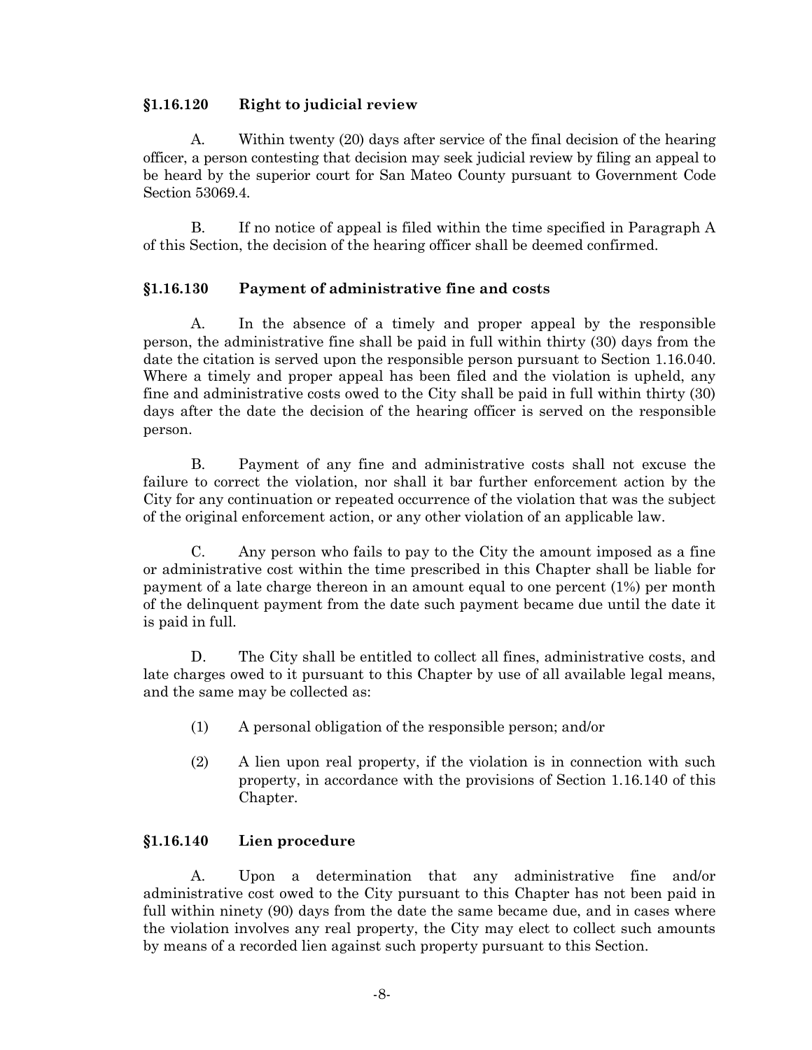### §1.16.120 Right to judicial review

A. Within twenty (20) days after service of the final decision of the hearing officer, a person contesting that decision may seek judicial review by filing an appeal to be heard by the superior court for San Mateo County pursuant to Government Code Section 53069.4.

B. If no notice of appeal is filed within the time specified in Paragraph A of this Section, the decision of the hearing officer shall be deemed confirmed.

### §1.16.130 Payment of administrative fine and costs

A. In the absence of a timely and proper appeal by the responsible person, the administrative fine shall be paid in full within thirty (30) days from the date the citation is served upon the responsible person pursuant to Section 1.16.040. Where a timely and proper appeal has been filed and the violation is upheld, any fine and administrative costs owed to the City shall be paid in full within thirty (30) days after the date the decision of the hearing officer is served on the responsible person.

B. Payment of any fine and administrative costs shall not excuse the failure to correct the violation, nor shall it bar further enforcement action by the City for any continuation or repeated occurrence of the violation that was the subject of the original enforcement action, or any other violation of an applicable law.

C. Any person who fails to pay to the City the amount imposed as a fine or administrative cost within the time prescribed in this Chapter shall be liable for payment of a late charge thereon in an amount equal to one percent (1%) per month of the delinquent payment from the date such payment became due until the date it is paid in full.

D. The City shall be entitled to collect all fines, administrative costs, and late charges owed to it pursuant to this Chapter by use of all available legal means, and the same may be collected as:

(1) A personal obligation of the responsible person; and/or

(2) A lien upon real property, if the violation is in connection with such property, in accordance with the provisions of Section 1.16.140 of this Chapter.

### §1.16.140 Lien procedure

A. Upon a determination that any administrative fine and/or administrative cost owed to the City pursuant to this Chapter has not been paid in full within ninety (90) days from the date the same became due, and in cases where the violation involves any real property, the City may elect to collect such amounts by means of a recorded lien against such property pursuant to this Section.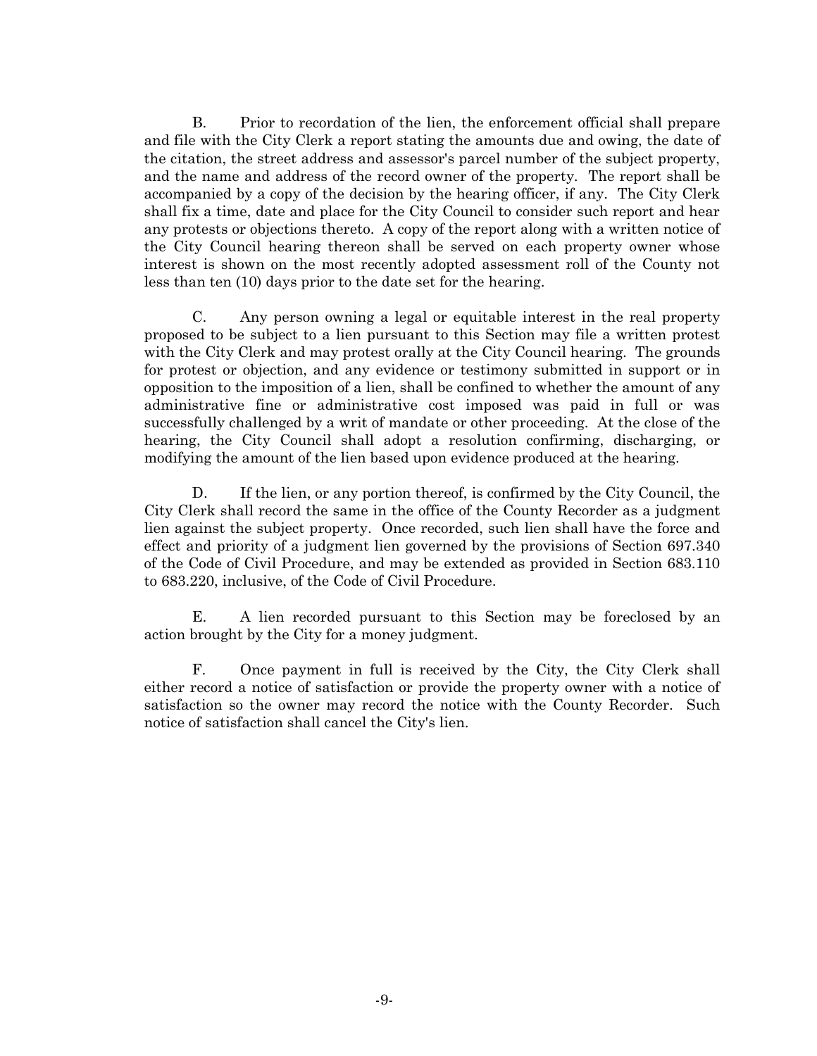B. Prior to recordation of the lien, the enforcement official shall prepare and file with the City Clerk a report stating the amounts due and owing, the date of the citation, the street address and assessor's parcel number of the subject property, and the name and address of the record owner of the property. The report shall be accompanied by a copy of the decision by the hearing officer, if any. The City Clerk shall fix a time, date and place for the City Council to consider such report and hear any protests or objections thereto. A copy of the report along with a written notice of the City Council hearing thereon shall be served on each property owner whose interest is shown on the most recently adopted assessment roll of the County not less than ten (10) days prior to the date set for the hearing.

C. Any person owning a legal or equitable interest in the real property proposed to be subject to a lien pursuant to this Section may file a written protest with the City Clerk and may protest orally at the City Council hearing. The grounds for protest or objection, and any evidence or testimony submitted in support or in opposition to the imposition of a lien, shall be confined to whether the amount of any administrative fine or administrative cost imposed was paid in full or was successfully challenged by a writ of mandate or other proceeding. At the close of the hearing, the City Council shall adopt a resolution confirming, discharging, or modifying the amount of the lien based upon evidence produced at the hearing.

D. If the lien, or any portion thereof, is confirmed by the City Council, the City Clerk shall record the same in the office of the County Recorder as a judgment lien against the subject property. Once recorded, such lien shall have the force and effect and priority of a judgment lien governed by the provisions of Section 697.340 of the Code of Civil Procedure, and may be extended as provided in Section 683.110 to 683.220, inclusive, of the Code of Civil Procedure.

E. A lien recorded pursuant to this Section may be foreclosed by an action brought by the City for a money judgment.

F. Once payment in full is received by the City, the City Clerk shall either record a notice of satisfaction or provide the property owner with a notice of satisfaction so the owner may record the notice with the County Recorder. Such notice of satisfaction shall cancel the City's lien.